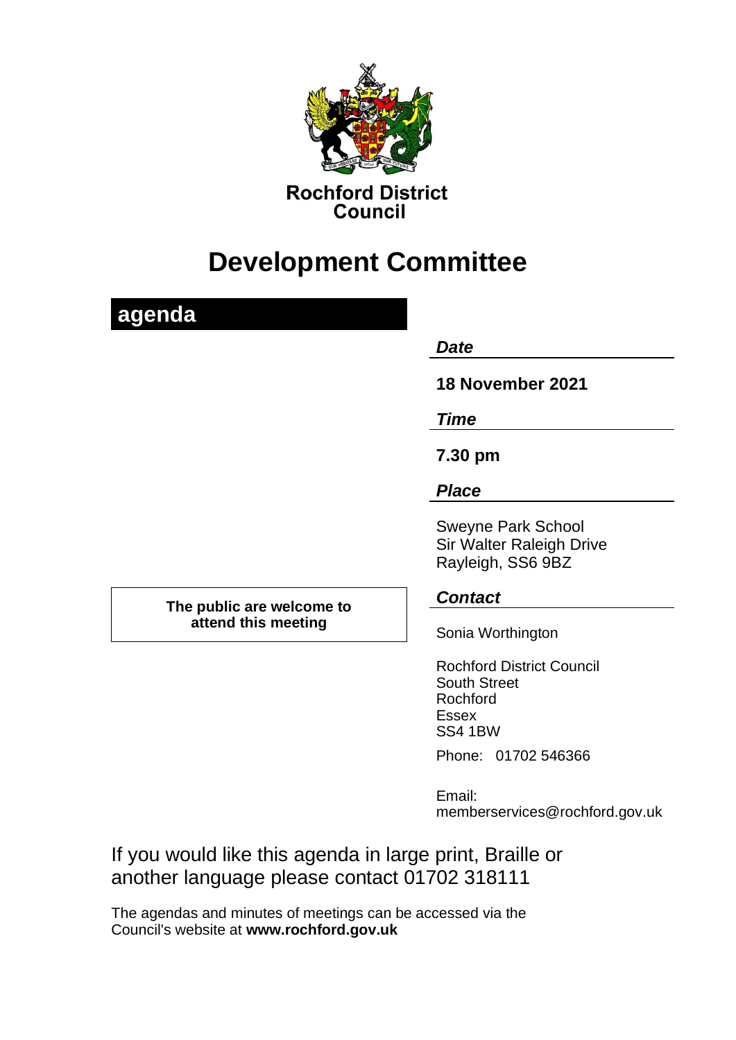**Rochford District Council**

# Development Committee

## agenda

***Date***

**18 November 2021**

***Time***

**7.30 pm**

***Place***

Sweyne Park School
Sir Walter Raleigh Drive
Rayleigh, SS6 9BZ

**The public are welcome to attend this meeting**

***Contact***

Sonia Worthington

Rochford District Council
South Street
Rochford
Essex
SS4 1BW

Phone: 01702 546366

Email:
memberservices@rochford.gov.uk

If you would like this agenda in large print, Braille or another language please contact 01702 318111

The agendas and minutes of meetings can be accessed via the Council's website at **www.rochford.gov.uk**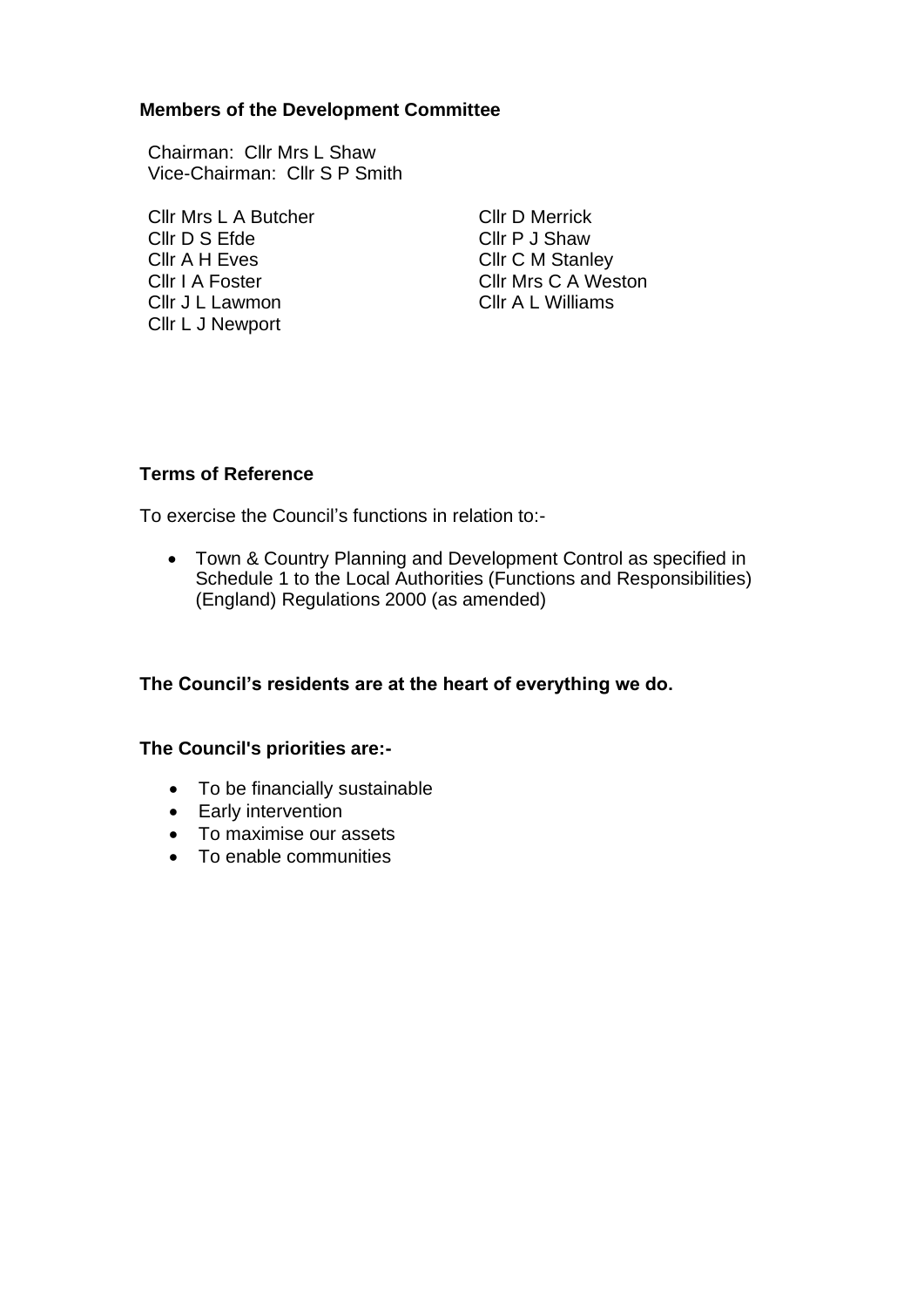**Members of the Development Committee**

Chairman: Cllr Mrs L Shaw
Vice-Chairman: Cllr S P Smith

Cllr Mrs L A Butcher
Cllr D S Efde
Cllr A H Eves
Cllr I A Foster
Cllr J L Lawmon
Cllr L J Newport
Cllr D Merrick
Cllr P J Shaw
Cllr C M Stanley
Cllr Mrs C A Weston
Cllr A L Williams

**Terms of Reference**

To exercise the Council's functions in relation to:-

- Town & Country Planning and Development Control as specified in Schedule 1 to the Local Authorities (Functions and Responsibilities) (England) Regulations 2000 (as amended)

**The Council's residents are at the heart of everything we do.**

**The Council's priorities are:-**

- To be financially sustainable
- Early intervention
- To maximise our assets
- To enable communities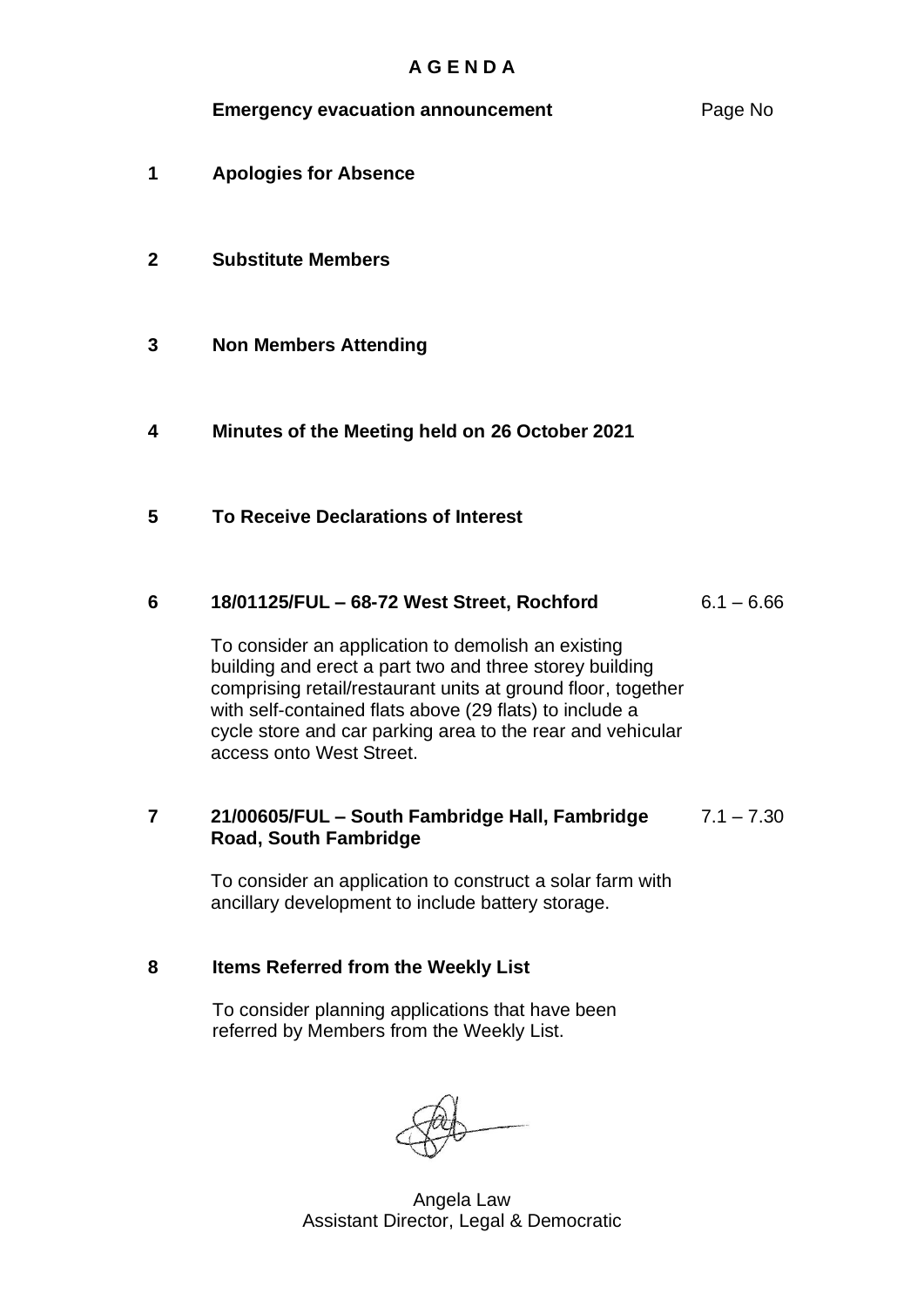# A G E N D A

| | | |
|---|---|---|
| | **Emergency evacuation announcement** | Page No |
| **1** | **Apologies for Absence** | |
| **2** | **Substitute Members** | |
| **3** | **Non Members Attending** | |
| **4** | **Minutes of the Meeting held on 26 October 2021** | |
| **5** | **To Receive Declarations of Interest** | |
| **6** | **18/01125/FUL – 68-72 West Street, Rochford**<br><br>To consider an application to demolish an existing building and erect a part two and three storey building comprising retail/restaurant units at ground floor, together with self-contained flats above (29 flats) to include a cycle store and car parking area to the rear and vehicular access onto West Street. | 6.1 – 6.66 |
| **7** | **21/00605/FUL – South Fambridge Hall, Fambridge Road, South Fambridge**<br><br>To consider an application to construct a solar farm with ancillary development to include battery storage. | 7.1 – 7.30 |
| **8** | **Items Referred from the Weekly List**<br><br>To consider planning applications that have been referred by Members from the Weekly List. | |

Angela Law
Assistant Director, Legal & Democratic